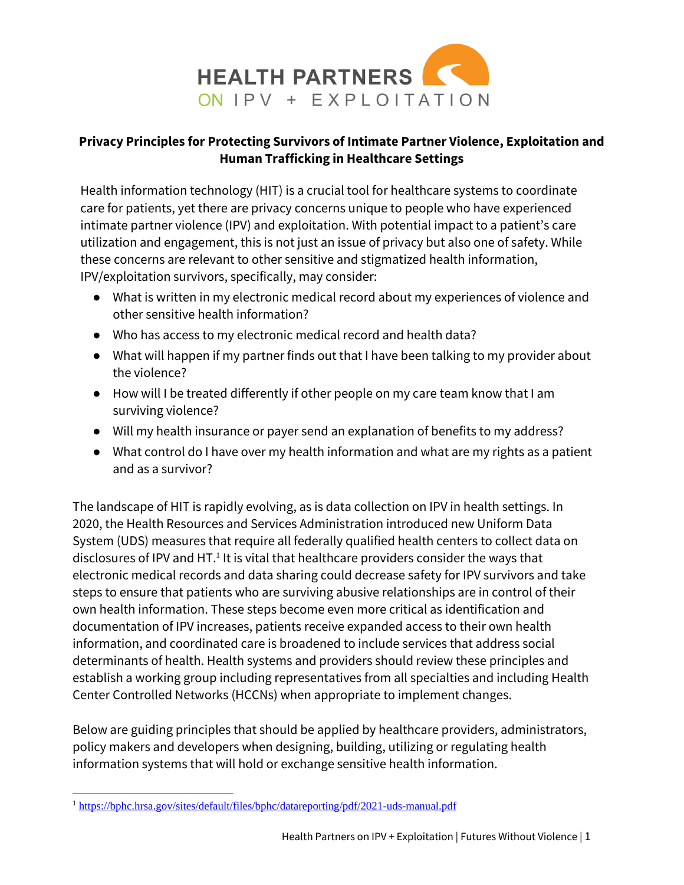HEALTH PARTNERS ON IPV + EXPLOITATION

# Privacy Principles for Protecting Survivors of Intimate Partner Violence, Exploitation and Human Trafficking in Healthcare Settings

Health information technology (HIT) is a crucial tool for healthcare systems to coordinate care for patients, yet there are privacy concerns unique to people who have experienced intimate partner violence (IPV) and exploitation. With potential impact to a patient's care utilization and engagement, this is not just an issue of privacy but also one of safety. While these concerns are relevant to other sensitive and stigmatized health information, IPV/exploitation survivors, specifically, may consider:

- What is written in my electronic medical record about my experiences of violence and other sensitive health information?
- Who has access to my electronic medical record and health data?
- What will happen if my partner finds out that I have been talking to my provider about the violence?
- How will I be treated differently if other people on my care team know that I am surviving violence?
- Will my health insurance or payer send an explanation of benefits to my address?
- What control do I have over my health information and what are my rights as a patient and as a survivor?

The landscape of HIT is rapidly evolving, as is data collection on IPV in health settings. In 2020, the Health Resources and Services Administration introduced new Uniform Data System (UDS) measures that require all federally qualified health centers to collect data on disclosures of IPV and HT.[1] It is vital that healthcare providers consider the ways that electronic medical records and data sharing could decrease safety for IPV survivors and take steps to ensure that patients who are surviving abusive relationships are in control of their own health information. These steps become even more critical as identification and documentation of IPV increases, patients receive expanded access to their own health information, and coordinated care is broadened to include services that address social determinants of health. Health systems and providers should review these principles and establish a working group including representatives from all specialties and including Health Center Controlled Networks (HCCNs) when appropriate to implement changes.

Below are guiding principles that should be applied by healthcare providers, administrators, policy makers and developers when designing, building, utilizing or regulating health information systems that will hold or exchange sensitive health information.

[1] https://bphc.hrsa.gov/sites/default/files/bphc/datareporting/pdf/2021-uds-manual.pdf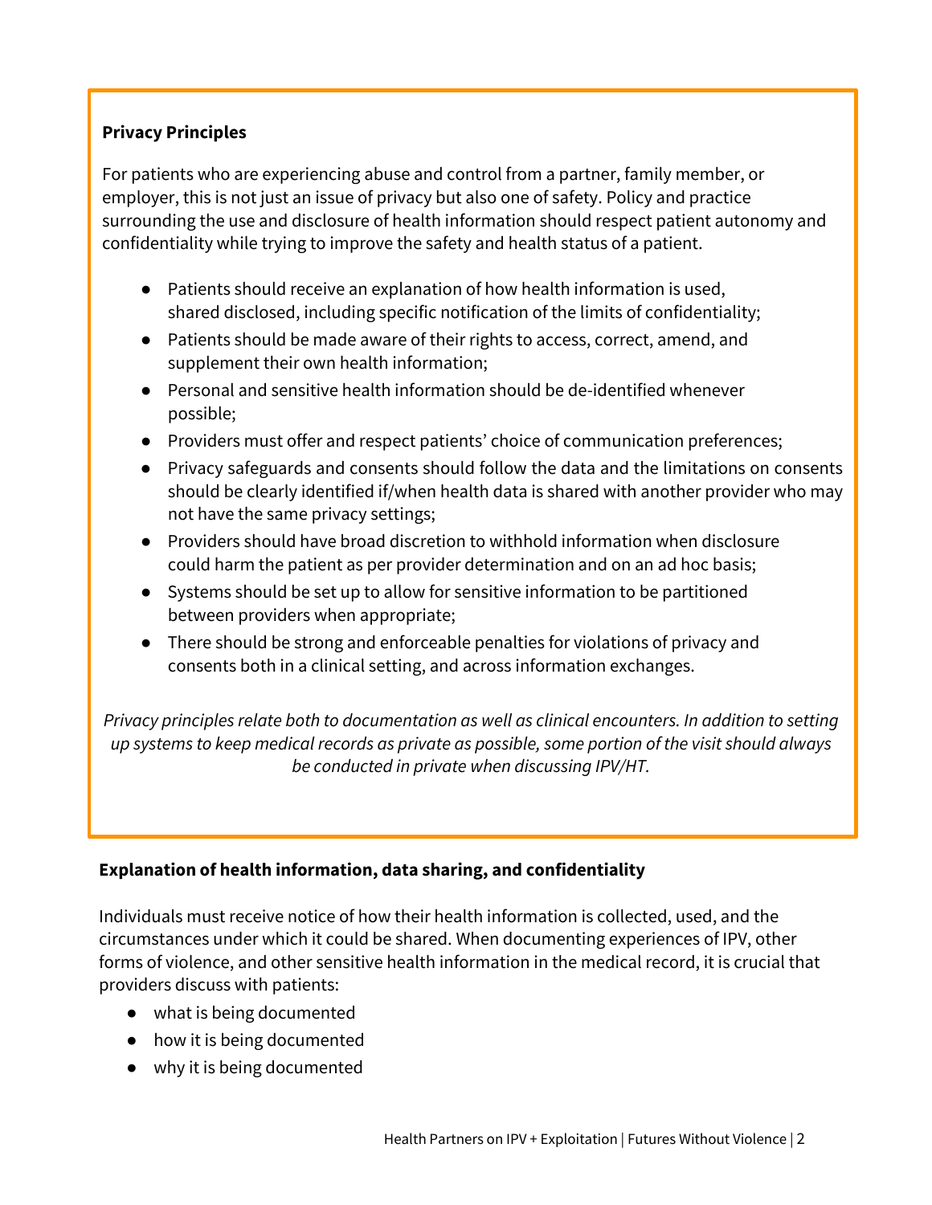### Privacy Principles

For patients who are experiencing abuse and control from a partner, family member, or employer, this is not just an issue of privacy but also one of safety. Policy and practice surrounding the use and disclosure of health information should respect patient autonomy and confidentiality while trying to improve the safety and health status of a patient.

- Patients should receive an explanation of how health information is used, shared disclosed, including specific notification of the limits of confidentiality;
- Patients should be made aware of their rights to access, correct, amend, and supplement their own health information;
- Personal and sensitive health information should be de-identified whenever possible;
- Providers must offer and respect patients' choice of communication preferences;
- Privacy safeguards and consents should follow the data and the limitations on consents should be clearly identified if/when health data is shared with another provider who may not have the same privacy settings;
- Providers should have broad discretion to withhold information when disclosure could harm the patient as per provider determination and on an ad hoc basis;
- Systems should be set up to allow for sensitive information to be partitioned between providers when appropriate;
- There should be strong and enforceable penalties for violations of privacy and consents both in a clinical setting, and across information exchanges.

*Privacy principles relate both to documentation as well as clinical encounters. In addition to setting up systems to keep medical records as private as possible, some portion of the visit should always be conducted in private when discussing IPV/HT.*

### Explanation of health information, data sharing, and confidentiality

Individuals must receive notice of how their health information is collected, used, and the circumstances under which it could be shared. When documenting experiences of IPV, other forms of violence, and other sensitive health information in the medical record, it is crucial that providers discuss with patients:

- what is being documented
- how it is being documented
- why it is being documented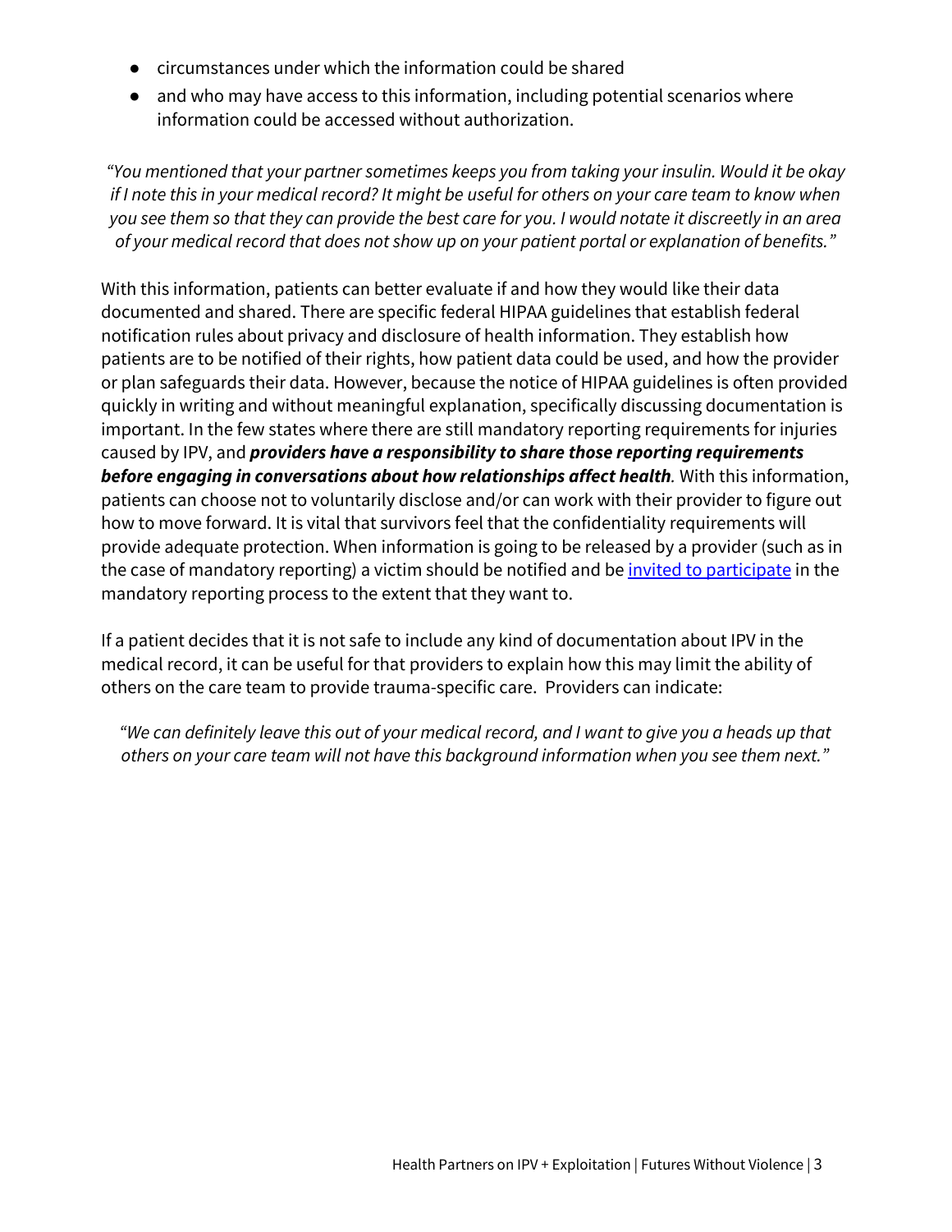- circumstances under which the information could be shared
- and who may have access to this information, including potential scenarios where information could be accessed without authorization.

*"You mentioned that your partner sometimes keeps you from taking your insulin. Would it be okay if I note this in your medical record? It might be useful for others on your care team to know when you see them so that they can provide the best care for you. I would notate it discreetly in an area of your medical record that does not show up on your patient portal or explanation of benefits."*

With this information, patients can better evaluate if and how they would like their data documented and shared. There are specific federal HIPAA guidelines that establish federal notification rules about privacy and disclosure of health information. They establish how patients are to be notified of their rights, how patient data could be used, and how the provider or plan safeguards their data. However, because the notice of HIPAA guidelines is often provided quickly in writing and without meaningful explanation, specifically discussing documentation is important. In the few states where there are still mandatory reporting requirements for injuries caused by IPV, and ***providers have a responsibility to share those reporting requirements before engaging in conversations about how relationships affect health***. With this information, patients can choose not to voluntarily disclose and/or can work with their provider to figure out how to move forward. It is vital that survivors feel that the confidentiality requirements will provide adequate protection. When information is going to be released by a provider (such as in the case of mandatory reporting) a victim should be notified and be invited to participate in the mandatory reporting process to the extent that they want to.

If a patient decides that it is not safe to include any kind of documentation about IPV in the medical record, it can be useful for that providers to explain how this may limit the ability of others on the care team to provide trauma-specific care. Providers can indicate:

*"We can definitely leave this out of your medical record, and I want to give you a heads up that others on your care team will not have this background information when you see them next."*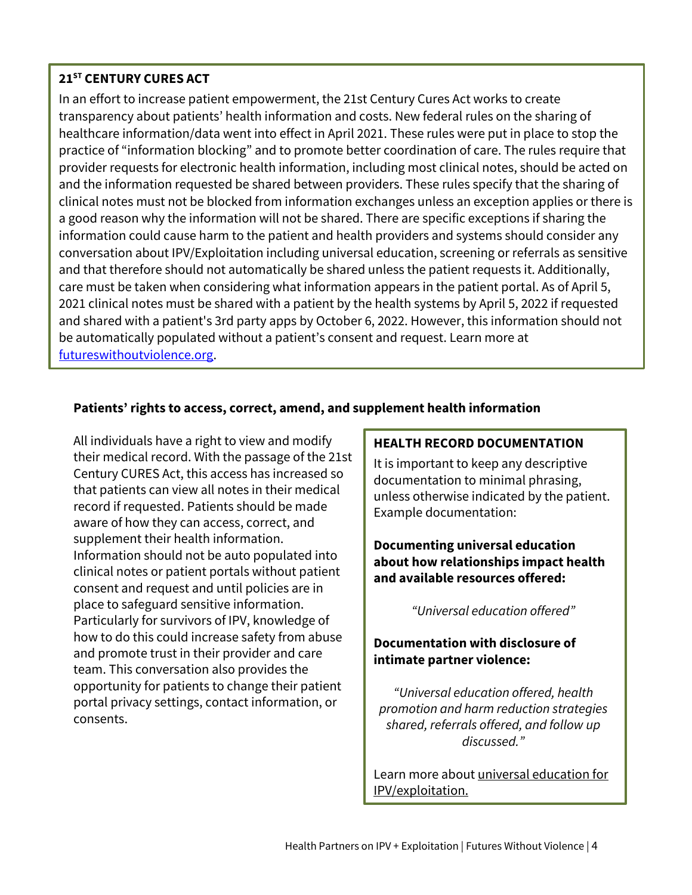### 21[ST] CENTURY CURES ACT

In an effort to increase patient empowerment, the 21st Century Cures Act works to create transparency about patients' health information and costs. New federal rules on the sharing of healthcare information/data went into effect in April 2021. These rules were put in place to stop the practice of "information blocking" and to promote better coordination of care. The rules require that provider requests for electronic health information, including most clinical notes, should be acted on and the information requested be shared between providers. These rules specify that the sharing of clinical notes must not be blocked from information exchanges unless an exception applies or there is a good reason why the information will not be shared. There are specific exceptions if sharing the information could cause harm to the patient and health providers and systems should consider any conversation about IPV/Exploitation including universal education, screening or referrals as sensitive and that therefore should not automatically be shared unless the patient requests it. Additionally, care must be taken when considering what information appears in the patient portal. As of April 5, 2021 clinical notes must be shared with a patient by the health systems by April 5, 2022 if requested and shared with a patient's 3rd party apps by October 6, 2022. However, this information should not be automatically populated without a patient's consent and request. Learn more at [futureswithoutviolence.org](futureswithoutviolence.org).

### Patients' rights to access, correct, amend, and supplement health information

All individuals have a right to view and modify their medical record. With the passage of the 21st Century CURES Act, this access has increased so that patients can view all notes in their medical record if requested. Patients should be made aware of how they can access, correct, and supplement their health information. Information should not be auto populated into clinical notes or patient portals without patient consent and request and until policies are in place to safeguard sensitive information. Particularly for survivors of IPV, knowledge of how to do this could increase safety from abuse and promote trust in their provider and care team. This conversation also provides the opportunity for patients to change their patient portal privacy settings, contact information, or consents.

### HEALTH RECORD DOCUMENTATION

It is important to keep any descriptive documentation to minimal phrasing, unless otherwise indicated by the patient. Example documentation:

**Documenting universal education about how relationships impact health and available resources offered:**

*"Universal education offered"*

**Documentation with disclosure of intimate partner violence:**

*"Universal education offered, health promotion and harm reduction strategies shared, referrals offered, and follow up discussed."*

Learn more about universal education for IPV/exploitation.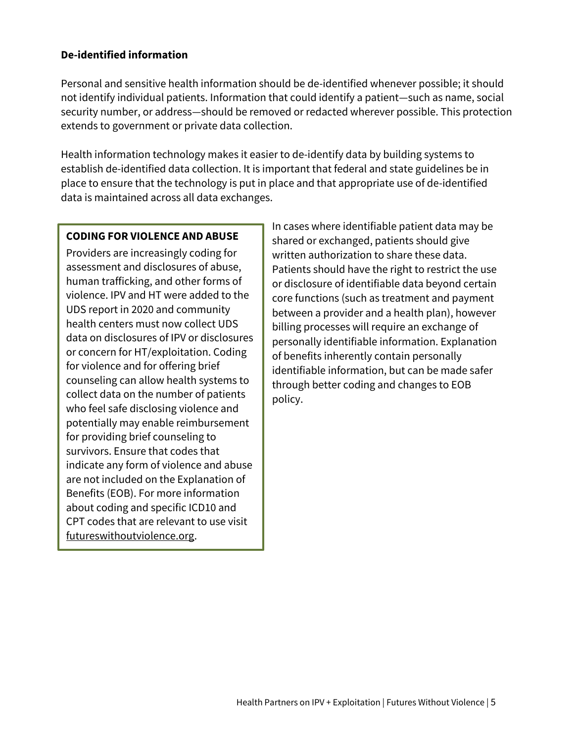### De-identified information

Personal and sensitive health information should be de-identified whenever possible; it should not identify individual patients. Information that could identify a patient—such as name, social security number, or address—should be removed or redacted wherever possible. This protection extends to government or private data collection.

Health information technology makes it easier to de-identify data by building systems to establish de-identified data collection. It is important that federal and state guidelines be in place to ensure that the technology is put in place and that appropriate use of de-identified data is maintained across all data exchanges.

**CODING FOR VIOLENCE AND ABUSE**

Providers are increasingly coding for assessment and disclosures of abuse, human trafficking, and other forms of violence. IPV and HT were added to the UDS report in 2020 and community health centers must now collect UDS data on disclosures of IPV or disclosures or concern for HT/exploitation. Coding for violence and for offering brief counseling can allow health systems to collect data on the number of patients who feel safe disclosing violence and potentially may enable reimbursement for providing brief counseling to survivors. Ensure that codes that indicate any form of violence and abuse are not included on the Explanation of Benefits (EOB). For more information about coding and specific ICD10 and CPT codes that are relevant to use visit futureswithoutviolence.org.

In cases where identifiable patient data may be shared or exchanged, patients should give written authorization to share these data. Patients should have the right to restrict the use or disclosure of identifiable data beyond certain core functions (such as treatment and payment between a provider and a health plan), however billing processes will require an exchange of personally identifiable information. Explanation of benefits inherently contain personally identifiable information, but can be made safer through better coding and changes to EOB policy.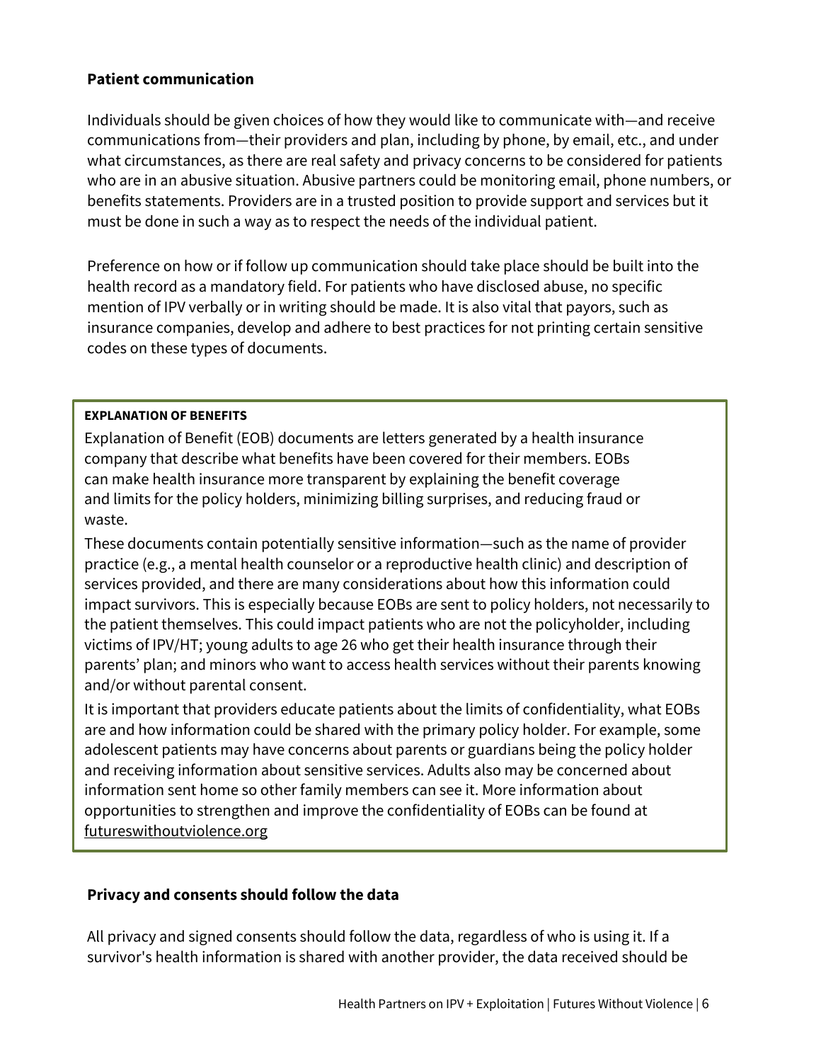### Patient communication

Individuals should be given choices of how they would like to communicate with—and receive communications from—their providers and plan, including by phone, by email, etc., and under what circumstances, as there are real safety and privacy concerns to be considered for patients who are in an abusive situation. Abusive partners could be monitoring email, phone numbers, or benefits statements. Providers are in a trusted position to provide support and services but it must be done in such a way as to respect the needs of the individual patient.

Preference on how or if follow up communication should take place should be built into the health record as a mandatory field. For patients who have disclosed abuse, no specific mention of IPV verbally or in writing should be made. It is also vital that payors, such as insurance companies, develop and adhere to best practices for not printing certain sensitive codes on these types of documents.

> **EXPLANATION OF BENEFITS**
>
> Explanation of Benefit (EOB) documents are letters generated by a health insurance company that describe what benefits have been covered for their members. EOBs can make health insurance more transparent by explaining the benefit coverage and limits for the policy holders, minimizing billing surprises, and reducing fraud or waste.
>
> These documents contain potentially sensitive information—such as the name of provider practice (e.g., a mental health counselor or a reproductive health clinic) and description of services provided, and there are many considerations about how this information could impact survivors. This is especially because EOBs are sent to policy holders, not necessarily to the patient themselves. This could impact patients who are not the policyholder, including victims of IPV/HT; young adults to age 26 who get their health insurance through their parents' plan; and minors who want to access health services without their parents knowing and/or without parental consent.
>
> It is important that providers educate patients about the limits of confidentiality, what EOBs are and how information could be shared with the primary policy holder. For example, some adolescent patients may have concerns about parents or guardians being the policy holder and receiving information about sensitive services. Adults also may be concerned about information sent home so other family members can see it. More information about opportunities to strengthen and improve the confidentiality of EOBs can be found at futureswithoutviolence.org

### Privacy and consents should follow the data

All privacy and signed consents should follow the data, regardless of who is using it. If a survivor's health information is shared with another provider, the data received should be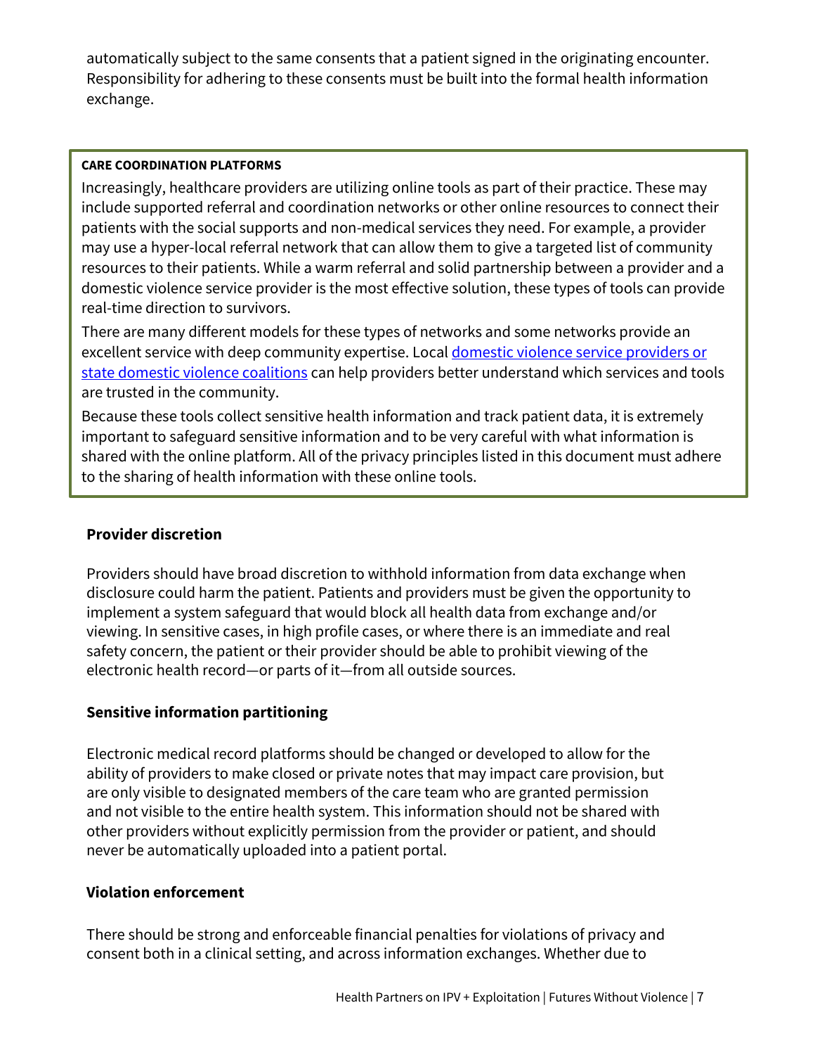automatically subject to the same consents that a patient signed in the originating encounter. Responsibility for adhering to these consents must be built into the formal health information exchange.

> **CARE COORDINATION PLATFORMS**
>
> Increasingly, healthcare providers are utilizing online tools as part of their practice. These may include supported referral and coordination networks or other online resources to connect their patients with the social supports and non-medical services they need. For example, a provider may use a hyper-local referral network that can allow them to give a targeted list of community resources to their patients. While a warm referral and solid partnership between a provider and a domestic violence service provider is the most effective solution, these types of tools can provide real-time direction to survivors.
>
> There are many different models for these types of networks and some networks provide an excellent service with deep community expertise. Local domestic violence service providers or state domestic violence coalitions can help providers better understand which services and tools are trusted in the community.
>
> Because these tools collect sensitive health information and track patient data, it is extremely important to safeguard sensitive information and to be very careful with what information is shared with the online platform. All of the privacy principles listed in this document must adhere to the sharing of health information with these online tools.

**Provider discretion**

Providers should have broad discretion to withhold information from data exchange when disclosure could harm the patient. Patients and providers must be given the opportunity to implement a system safeguard that would block all health data from exchange and/or viewing. In sensitive cases, in high profile cases, or where there is an immediate and real safety concern, the patient or their provider should be able to prohibit viewing of the electronic health record—or parts of it—from all outside sources.

**Sensitive information partitioning**

Electronic medical record platforms should be changed or developed to allow for the ability of providers to make closed or private notes that may impact care provision, but are only visible to designated members of the care team who are granted permission and not visible to the entire health system. This information should not be shared with other providers without explicitly permission from the provider or patient, and should never be automatically uploaded into a patient portal.

**Violation enforcement**

There should be strong and enforceable financial penalties for violations of privacy and consent both in a clinical setting, and across information exchanges. Whether due to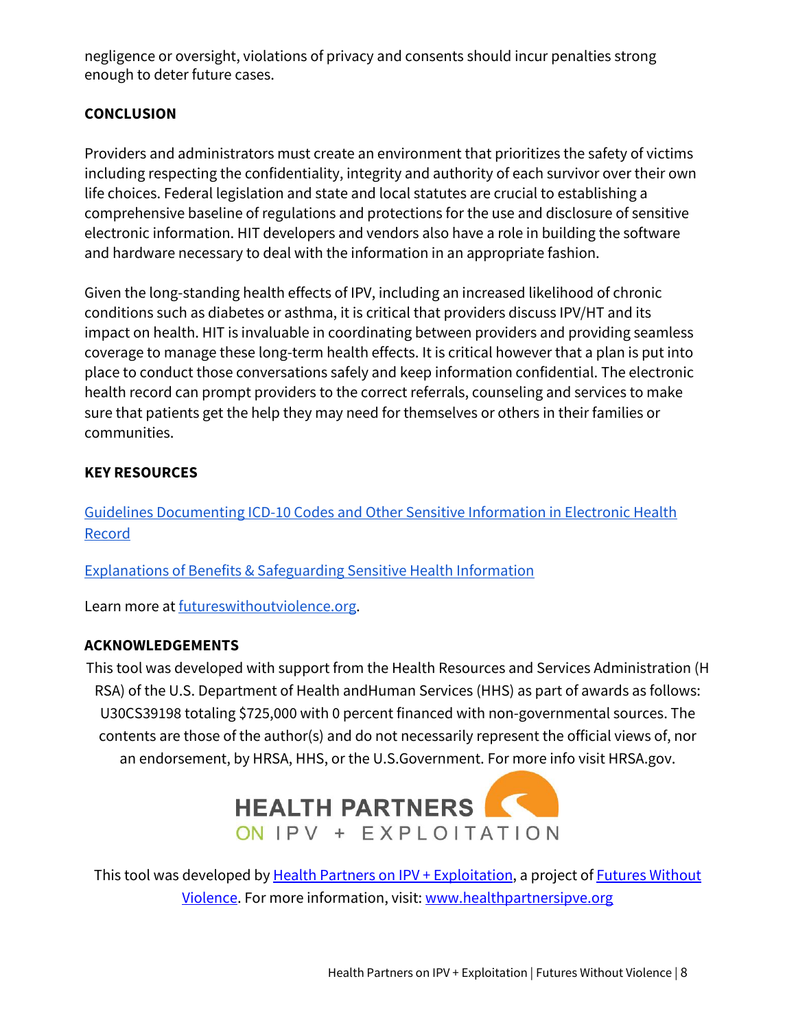negligence or oversight, violations of privacy and consents should incur penalties strong enough to deter future cases.

## CONCLUSION

Providers and administrators must create an environment that prioritizes the safety of victims including respecting the confidentiality, integrity and authority of each survivor over their own life choices. Federal legislation and state and local statutes are crucial to establishing a comprehensive baseline of regulations and protections for the use and disclosure of sensitive electronic information. HIT developers and vendors also have a role in building the software and hardware necessary to deal with the information in an appropriate fashion.

Given the long-standing health effects of IPV, including an increased likelihood of chronic conditions such as diabetes or asthma, it is critical that providers discuss IPV/HT and its impact on health. HIT is invaluable in coordinating between providers and providing seamless coverage to manage these long-term health effects. It is critical however that a plan is put into place to conduct those conversations safely and keep information confidential. The electronic health record can prompt providers to the correct referrals, counseling and services to make sure that patients get the help they may need for themselves or others in their families or communities.

## KEY RESOURCES

Guidelines Documenting ICD-10 Codes and Other Sensitive Information in Electronic Health Record

Explanations of Benefits & Safeguarding Sensitive Health Information

Learn more at futureswithoutviolence.org.

## ACKNOWLEDGEMENTS

This tool was developed with support from the Health Resources and Services Administration (HRSA) of the U.S. Department of Health andHuman Services (HHS) as part of awards as follows: U30CS39198 totaling $725,000 with 0 percent financed with non-governmental sources. The contents are those of the author(s) and do not necessarily represent the official views of, nor an endorsement, by HRSA, HHS, or the U.S.Government. For more info visit HRSA.gov.

HEALTH PARTNERS ON IPV + EXPLOITATION

This tool was developed by Health Partners on IPV + Exploitation, a project of Futures Without Violence. For more information, visit: www.healthpartnersipve.org